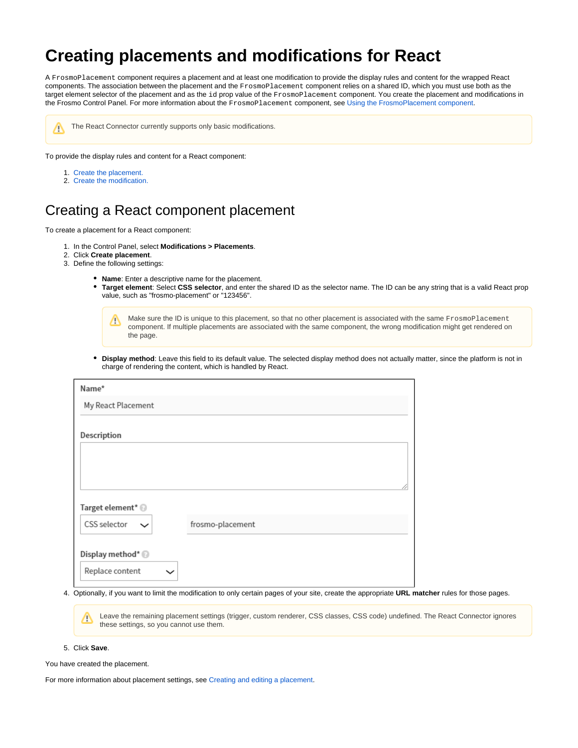# Creating placements and modifications for React

A `FrosmoPlacement` component requires a placement and at least one modification to provide the display rules and content for the wrapped React components. The association between the placement and the `FrosmoPlacement` component relies on a shared ID, which you must use both as the target element selector of the placement and as the `id` prop value of the `FrosmoPlacement` component. You create the placement and modifications in the Frosmo Control Panel. For more information about the `FrosmoPlacement` component, see Using the FrosmoPlacement component.

> The React Connector currently supports only basic modifications.

To provide the display rules and content for a React component:

1. Create the placement.
2. Create the modification.

## Creating a React component placement

To create a placement for a React component:

1. In the Control Panel, select **Modifications > Placements**.
2. Click **Create placement**.
3. Define the following settings:
   - **Name**: Enter a descriptive name for the placement.
   - **Target element**: Select **CSS selector**, and enter the shared ID as the selector name. The ID can be any string that is a valid React prop value, such as "frosmo-placement" or "123456".

     > Make sure the ID is unique to this placement, so that no other placement is associated with the same `FrosmoPlacement` component. If multiple placements are associated with the same component, the wrong modification might get rendered on the page.

   - **Display method**: Leave this field to its default value. The selected display method does not actually matter, since the platform is not in charge of rendering the content, which is handled by React.

   Name*
   My React Placement

   Description

   Target element*
   CSS selector | frosmo-placement

   Display method*
   Replace content

4. Optionally, if you want to limit the modification to only certain pages of your site, create the appropriate **URL matcher** rules for those pages.

   > Leave the remaining placement settings (trigger, custom renderer, CSS classes, CSS code) undefined. The React Connector ignores these settings, so you cannot use them.

5. Click **Save**.

You have created the placement.

For more information about placement settings, see Creating and editing a placement.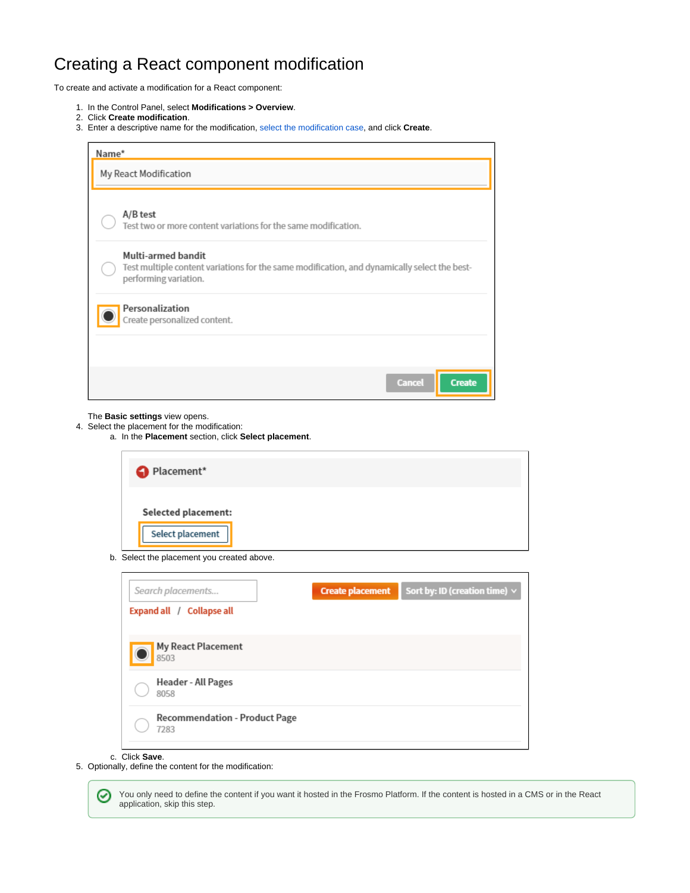# Creating a React component modification

To create and activate a modification for a React component:

1. In the Control Panel, select **Modifications > Overview**.
2. Click **Create modification**.
3. Enter a descriptive name for the modification, select the modification case, and click **Create**.

   The **Basic settings** view opens.
4. Select the placement for the modification:
   a. In the **Placement** section, click **Select placement**.
   b. Select the placement you created above.
   c. Click **Save**.
5. Optionally, define the content for the modification:

   You only need to define the content if you want it hosted in the Frosmo Platform. If the content is hosted in a CMS or in the React application, skip this step.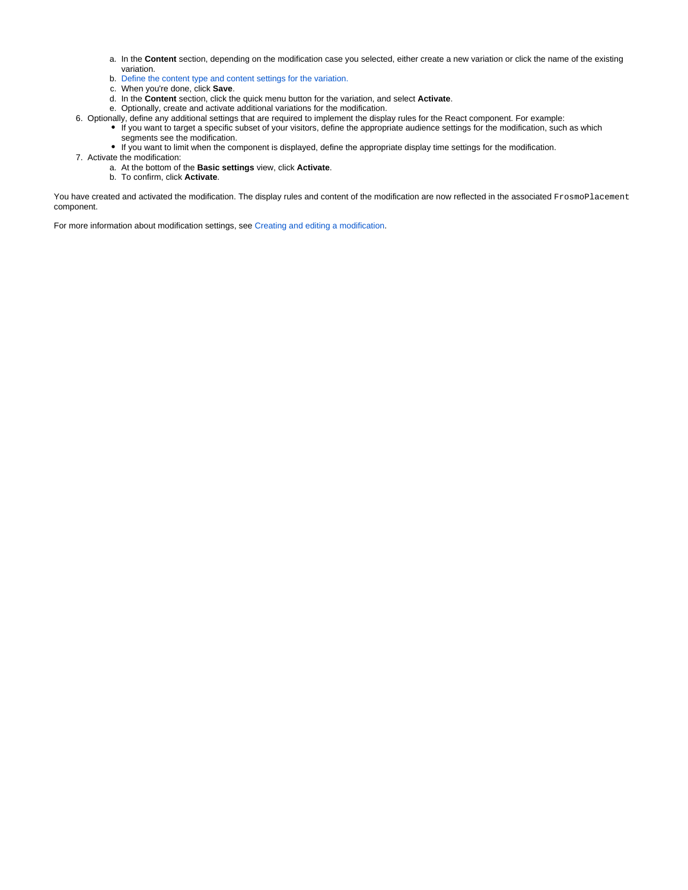a. In the **Content** section, depending on the modification case you selected, either create a new variation or click the name of the existing variation.
   b. Define the content type and content settings for the variation.
   c. When you're done, click **Save**.
   d. In the **Content** section, click the quick menu button for the variation, and select **Activate**.
   e. Optionally, create and activate additional variations for the modification.
6. Optionally, define any additional settings that are required to implement the display rules for the React component. For example:
   - If you want to target a specific subset of your visitors, define the appropriate audience settings for the modification, such as which segments see the modification.
   - If you want to limit when the component is displayed, define the appropriate display time settings for the modification.
7. Activate the modification:
   a. At the bottom of the **Basic settings** view, click **Activate**.
   b. To confirm, click **Activate**.

You have created and activated the modification. The display rules and content of the modification are now reflected in the associated `FrosmoPlacement` component.

For more information about modification settings, see Creating and editing a modification.